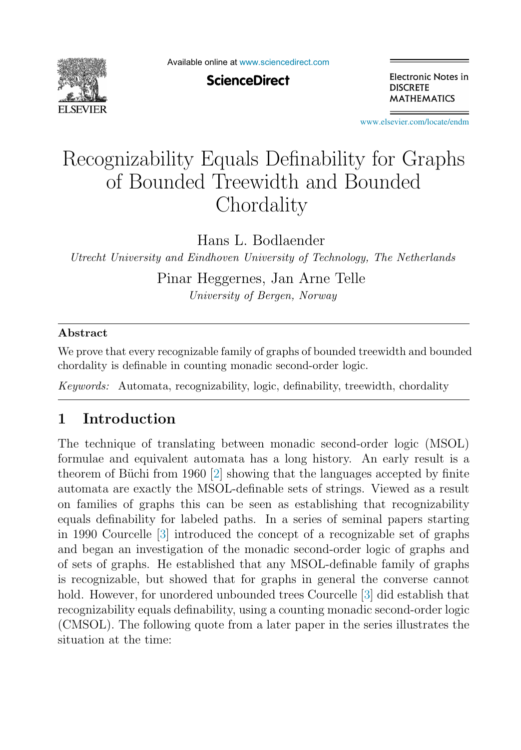# Recognizability Equals Definability for Graphs of Bounded Treewidth and Bounded Chordality

Hans L. Bodlaender

*Utrecht University and Eindhoven University of Technology, The Netherlands*

Pinar Heggernes, Jan Arne Telle

*University of Bergen, Norway*

---

**Abstract**

We prove that every recognizable family of graphs of bounded treewidth and bounded chordality is definable in counting monadic second-order logic.

*Keywords:* Automata, recognizability, logic, definability, treewidth, chordality

---

## 1 Introduction

The technique of translating between monadic second-order logic (MSOL) formulae and equivalent automata has a long history. An early result is a theorem of Büchi from 1960 [2] showing that the languages accepted by finite automata are exactly the MSOL-definable sets of strings. Viewed as a result on families of graphs this can be seen as establishing that recognizability equals definability for labeled paths. In a series of seminal papers starting in 1990 Courcelle [3] introduced the concept of a recognizable set of graphs and began an investigation of the monadic second-order logic of graphs and of sets of graphs. He established that any MSOL-definable family of graphs is recognizable, but showed that for graphs in general the converse cannot hold. However, for unordered unbounded trees Courcelle [3] did establish that recognizability equals definability, using a counting monadic second-order logic (CMSOL). The following quote from a later paper in the series illustrates the situation at the time: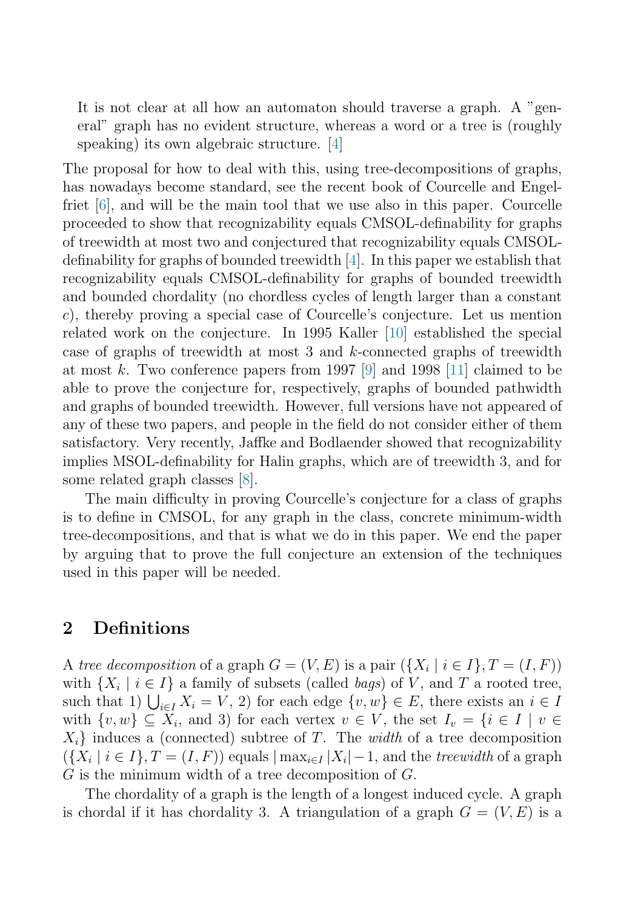> It is not clear at all how an automaton should traverse a graph. A "general" graph has no evident structure, whereas a word or a tree is (roughly speaking) its own algebraic structure. [4]

The proposal for how to deal with this, using tree-decompositions of graphs, has nowadays become standard, see the recent book of Courcelle and Engelfriet [6], and will be the main tool that we use also in this paper. Courcelle proceeded to show that recognizability equals CMSOL-definability for graphs of treewidth at most two and conjectured that recognizability equals CMSOL-definability for graphs of bounded treewidth [4]. In this paper we establish that recognizability equals CMSOL-definability for graphs of bounded treewidth and bounded chordality (no chordless cycles of length larger than a constant $c$), thereby proving a special case of Courcelle's conjecture. Let us mention related work on the conjecture. In 1995 Kaller [10] established the special case of graphs of treewidth at most 3 and $k$-connected graphs of treewidth at most $k$. Two conference papers from 1997 [9] and 1998 [11] claimed to be able to prove the conjecture for, respectively, graphs of bounded pathwidth and graphs of bounded treewidth. However, full versions have not appeared of any of these two papers, and people in the field do not consider either of them satisfactory. Very recently, Jaffke and Bodlaender showed that recognizability implies MSOL-definability for Halin graphs, which are of treewidth 3, and for some related graph classes [8].

The main difficulty in proving Courcelle's conjecture for a class of graphs is to define in CMSOL, for any graph in the class, concrete minimum-width tree-decompositions, and that is what we do in this paper. We end the paper by arguing that to prove the full conjecture an extension of the techniques used in this paper will be needed.

## 2 Definitions

A *tree decomposition* of a graph $G = (V, E)$ is a pair $(\{X_i \mid i \in I\}, T = (I, F))$ with $\{X_i \mid i \in I\}$ a family of subsets (called *bags*) of $V$, and $T$ a rooted tree, such that 1) $\bigcup_{i \in I} X_i = V$, 2) for each edge $\{v, w\} \in E$, there exists an $i \in I$ with $\{v, w\} \subseteq X_i$, and 3) for each vertex $v \in V$, the set $I_v = \{i \in I \mid v \in X_i\}$ induces a (connected) subtree of $T$. The *width* of a tree decomposition $(\{X_i \mid i \in I\}, T = (I, F))$ equals $|\max_{i \in I} |X_i| - 1$, and the *treewidth* of a graph $G$ is the minimum width of a tree decomposition of $G$.

The chordality of a graph is the length of a longest induced cycle. A graph is chordal if it has chordality 3. A triangulation of a graph $G = (V, E)$ is a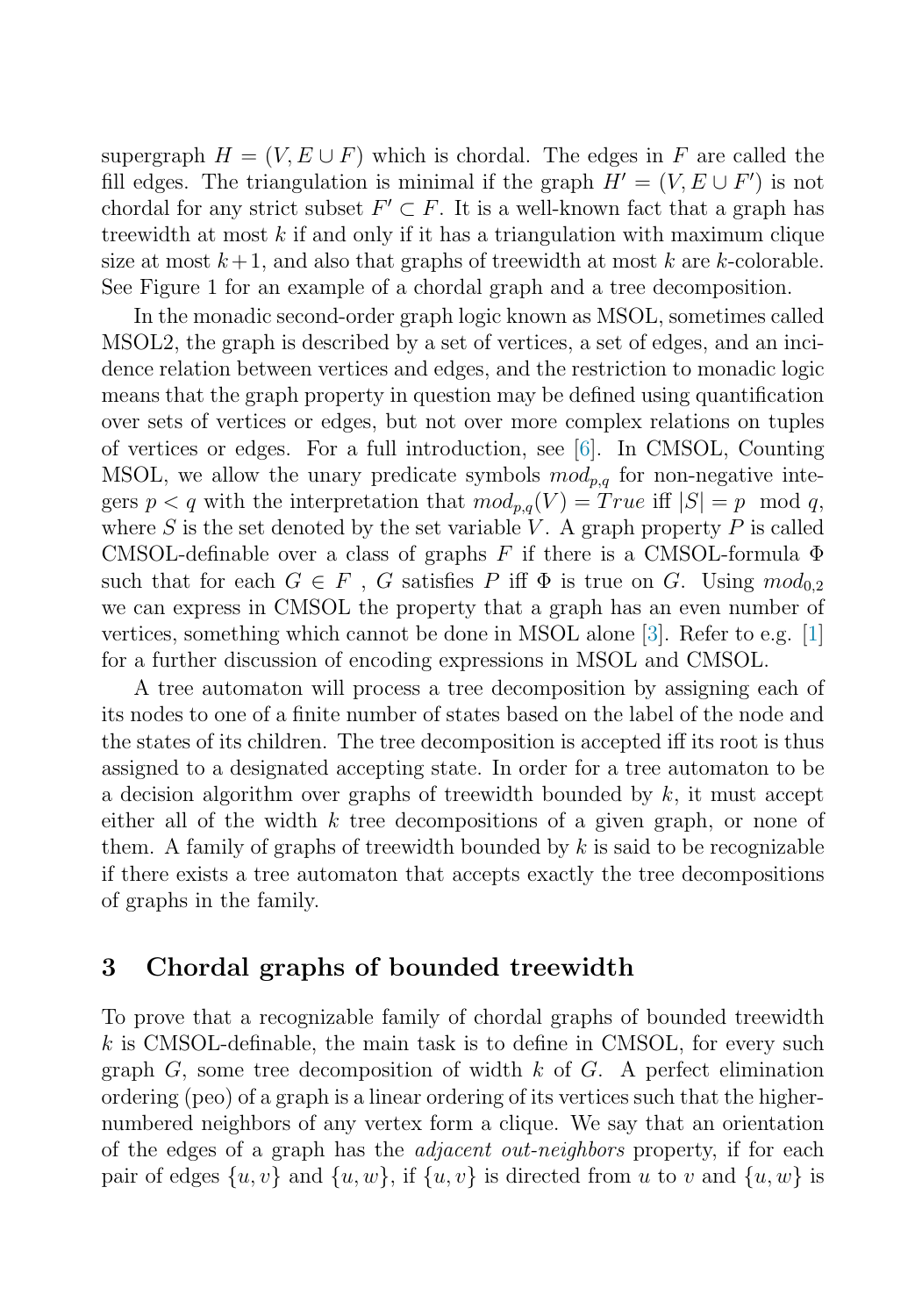supergraph $H = (V, E \cup F)$ which is chordal. The edges in $F$ are called the fill edges. The triangulation is minimal if the graph $H' = (V, E \cup F')$ is not chordal for any strict subset $F' \subset F$. It is a well-known fact that a graph has treewidth at most $k$ if and only if it has a triangulation with maximum clique size at most $k+1$, and also that graphs of treewidth at most $k$ are $k$-colorable. See Figure 1 for an example of a chordal graph and a tree decomposition.

In the monadic second-order graph logic known as MSOL, sometimes called MSOL2, the graph is described by a set of vertices, a set of edges, and an incidence relation between vertices and edges, and the restriction to monadic logic means that the graph property in question may be defined using quantification over sets of vertices or edges, but not over more complex relations on tuples of vertices or edges. For a full introduction, see [6]. In CMSOL, Counting MSOL, we allow the unary predicate symbols $mod_{p,q}$ for non-negative integers $p < q$ with the interpretation that $mod_{p,q}(V) = True$ iff $|S| = p \mod q$, where $S$ is the set denoted by the set variable $V$. A graph property $P$ is called CMSOL-definable over a class of graphs $F$ if there is a CMSOL-formula $\Phi$ such that for each $G \in F$ , $G$ satisfies $P$ iff $\Phi$ is true on $G$. Using $mod_{0,2}$ we can express in CMSOL the property that a graph has an even number of vertices, something which cannot be done in MSOL alone [3]. Refer to e.g. [1] for a further discussion of encoding expressions in MSOL and CMSOL.

A tree automaton will process a tree decomposition by assigning each of its nodes to one of a finite number of states based on the label of the node and the states of its children. The tree decomposition is accepted iff its root is thus assigned to a designated accepting state. In order for a tree automaton to be a decision algorithm over graphs of treewidth bounded by $k$, it must accept either all of the width $k$ tree decompositions of a given graph, or none of them. A family of graphs of treewidth bounded by $k$ is said to be recognizable if there exists a tree automaton that accepts exactly the tree decompositions of graphs in the family.

## 3 Chordal graphs of bounded treewidth

To prove that a recognizable family of chordal graphs of bounded treewidth $k$ is CMSOL-definable, the main task is to define in CMSOL, for every such graph $G$, some tree decomposition of width $k$ of $G$. A perfect elimination ordering (peo) of a graph is a linear ordering of its vertices such that the higher-numbered neighbors of any vertex form a clique. We say that an orientation of the edges of a graph has the *adjacent out-neighbors* property, if for each pair of edges $\{u, v\}$ and $\{u, w\}$, if $\{u, v\}$ is directed from $u$ to $v$ and $\{u, w\}$ is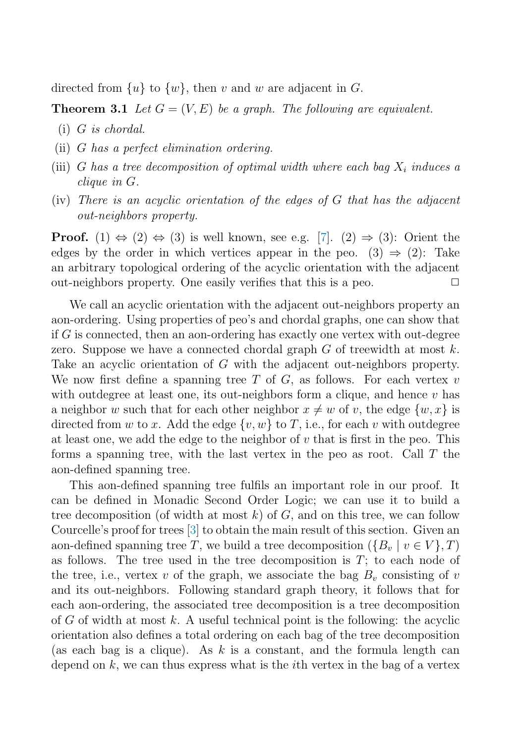directed from $\{u\}$ to $\{w\}$, then $v$ and $w$ are adjacent in $G$.

**Theorem 3.1** *Let $G = (V, E)$ be a graph. The following are equivalent.*

(i) *$G$ is chordal.*

(ii) *$G$ has a perfect elimination ordering.*

(iii) *$G$ has a tree decomposition of optimal width where each bag $X_i$ induces a clique in $G$.*

(iv) *There is an acyclic orientation of the edges of $G$ that has the adjacent out-neighbors property.*

**Proof.** (1) $\Leftrightarrow$ (2) $\Leftrightarrow$ (3) is well known, see e.g. [7]. (2) $\Rightarrow$ (3): Orient the edges by the order in which vertices appear in the peo. (3) $\Rightarrow$ (2): Take an arbitrary topological ordering of the acyclic orientation with the adjacent out-neighbors property. One easily verifies that this is a peo. $\square$

We call an acyclic orientation with the adjacent out-neighbors property an aon-ordering. Using properties of peo's and chordal graphs, one can show that if $G$ is connected, then an aon-ordering has exactly one vertex with out-degree zero. Suppose we have a connected chordal graph $G$ of treewidth at most $k$. Take an acyclic orientation of $G$ with the adjacent out-neighbors property. We now first define a spanning tree $T$ of $G$, as follows. For each vertex $v$ with outdegree at least one, its out-neighbors form a clique, and hence $v$ has a neighbor $w$ such that for each other neighbor $x \neq w$ of $v$, the edge $\{w, x\}$ is directed from $w$ to $x$. Add the edge $\{v, w\}$ to $T$, i.e., for each $v$ with outdegree at least one, we add the edge to the neighbor of $v$ that is first in the peo. This forms a spanning tree, with the last vertex in the peo as root. Call $T$ the aon-defined spanning tree.

This aon-defined spanning tree fulfils an important role in our proof. It can be defined in Monadic Second Order Logic; we can use it to build a tree decomposition (of width at most $k$) of $G$, and on this tree, we can follow Courcelle's proof for trees [3] to obtain the main result of this section. Given an aon-defined spanning tree $T$, we build a tree decomposition $(\{B_v \mid v \in V\}, T)$ as follows. The tree used in the tree decomposition is $T$; to each node of the tree, i.e., vertex $v$ of the graph, we associate the bag $B_v$ consisting of $v$ and its out-neighbors. Following standard graph theory, it follows that for each aon-ordering, the associated tree decomposition is a tree decomposition of $G$ of width at most $k$. A useful technical point is the following: the acyclic orientation also defines a total ordering on each bag of the tree decomposition (as each bag is a clique). As $k$ is a constant, and the formula length can depend on $k$, we can thus express what is the $i$th vertex in the bag of a vertex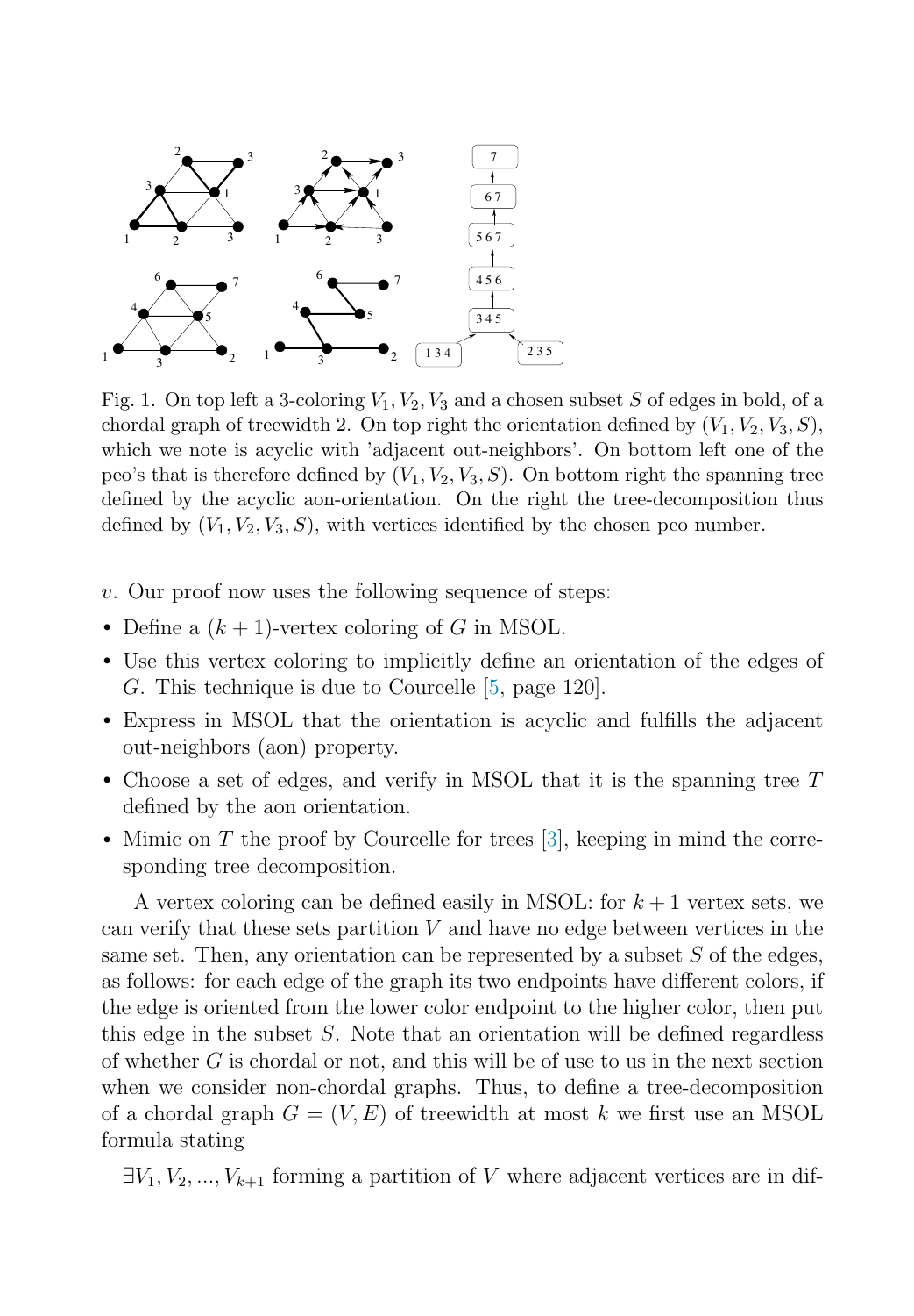Fig. 1. On top left a 3-coloring $V_1, V_2, V_3$ and a chosen subset $S$ of edges in bold, of a chordal graph of treewidth 2. On top right the orientation defined by $(V_1, V_2, V_3, S)$, which we note is acyclic with 'adjacent out-neighbors'. On bottom left one of the peo's that is therefore defined by $(V_1, V_2, V_3, S)$. On bottom right the spanning tree defined by the acyclic aon-orientation. On the right the tree-decomposition thus defined by $(V_1, V_2, V_3, S)$, with vertices identified by the chosen peo number.

$v$. Our proof now uses the following sequence of steps:

- Define a $(k+1)$-vertex coloring of $G$ in MSOL.
- Use this vertex coloring to implicitly define an orientation of the edges of $G$. This technique is due to Courcelle [5, page 120].
- Express in MSOL that the orientation is acyclic and fulfills the adjacent out-neighbors (aon) property.
- Choose a set of edges, and verify in MSOL that it is the spanning tree $T$ defined by the aon orientation.
- Mimic on $T$ the proof by Courcelle for trees [3], keeping in mind the corresponding tree decomposition.

A vertex coloring can be defined easily in MSOL: for $k+1$ vertex sets, we can verify that these sets partition $V$ and have no edge between vertices in the same set. Then, any orientation can be represented by a subset $S$ of the edges, as follows: for each edge of the graph its two endpoints have different colors, if the edge is oriented from the lower color endpoint to the higher color, then put this edge in the subset $S$. Note that an orientation will be defined regardless of whether $G$ is chordal or not, and this will be of use to us in the next section when we consider non-chordal graphs. Thus, to define a tree-decomposition of a chordal graph $G = (V, E)$ of treewidth at most $k$ we first use an MSOL formula stating

$\exists V_1, V_2, ..., V_{k+1}$ forming a partition of $V$ where adjacent vertices are in dif-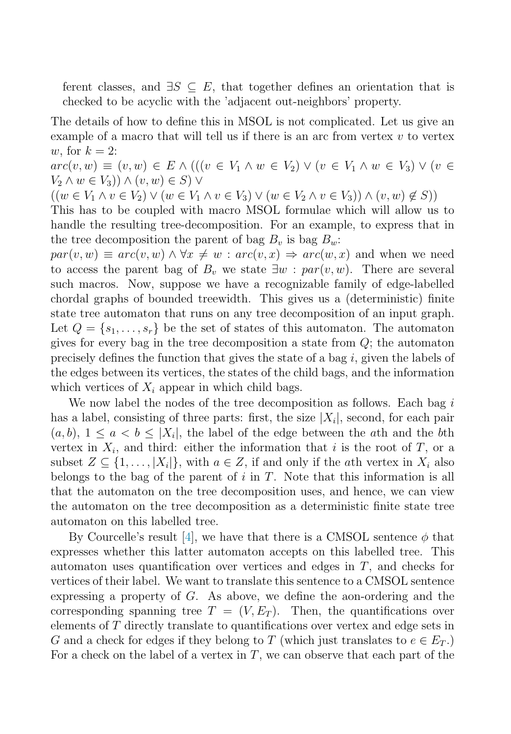ferent classes, and $\exists S \subseteq E$, that together defines an orientation that is checked to be acyclic with the 'adjacent out-neighbors' property.

The details of how to define this in MSOL is not complicated. Let us give an example of a macro that will tell us if there is an arc from vertex $v$ to vertex $w$, for $k = 2$:
$arc(v, w) \equiv (v, w) \in E \wedge (((v \in V_1 \wedge w \in V_2) \vee (v \in V_1 \wedge w \in V_3) \vee (v \in V_2 \wedge w \in V_3)) \wedge (v, w) \in S) \vee$
$((w \in V_1 \wedge v \in V_2) \vee (w \in V_1 \wedge v \in V_3) \vee (w \in V_2 \wedge v \in V_3)) \wedge (v, w) \notin S))$
This has to be coupled with macro MSOL formulae which will allow us to handle the resulting tree-decomposition. For an example, to express that in the tree decomposition the parent of bag $B_v$ is bag $B_w$:
$par(v, w) \equiv arc(v, w) \wedge \forall x \neq w : arc(v, x) \Rightarrow arc(w, x)$ and when we need to access the parent bag of $B_v$ we state $\exists w : par(v, w)$. There are several such macros. Now, suppose we have a recognizable family of edge-labelled chordal graphs of bounded treewidth. This gives us a (deterministic) finite state tree automaton that runs on any tree decomposition of an input graph. Let $Q = \{s_1, \ldots, s_r\}$ be the set of states of this automaton. The automaton gives for every bag in the tree decomposition a state from $Q$; the automaton precisely defines the function that gives the state of a bag $i$, given the labels of the edges between its vertices, the states of the child bags, and the information which vertices of $X_i$ appear in which child bags.

We now label the nodes of the tree decomposition as follows. Each bag $i$ has a label, consisting of three parts: first, the size $|X_i|$, second, for each pair $(a, b)$, $1 \leq a < b \leq |X_i|$, the label of the edge between the $a$th and the $b$th vertex in $X_i$, and third: either the information that $i$ is the root of $T$, or a subset $Z \subseteq \{1, \ldots, |X_i|\}$, with $a \in Z$, if and only if the $a$th vertex in $X_i$ also belongs to the bag of the parent of $i$ in $T$. Note that this information is all that the automaton on the tree decomposition uses, and hence, we can view the automaton on the tree decomposition as a deterministic finite state tree automaton on this labelled tree.

By Courcelle's result [4], we have that there is a CMSOL sentence $\phi$ that expresses whether this latter automaton accepts on this labelled tree. This automaton uses quantification over vertices and edges in $T$, and checks for vertices of their label. We want to translate this sentence to a CMSOL sentence expressing a property of $G$. As above, we define the aon-ordering and the corresponding spanning tree $T = (V, E_T)$. Then, the quantifications over elements of $T$ directly translate to quantifications over vertex and edge sets in $G$ and a check for edges if they belong to $T$ (which just translates to $e \in E_T$.) For a check on the label of a vertex in $T$, we can observe that each part of the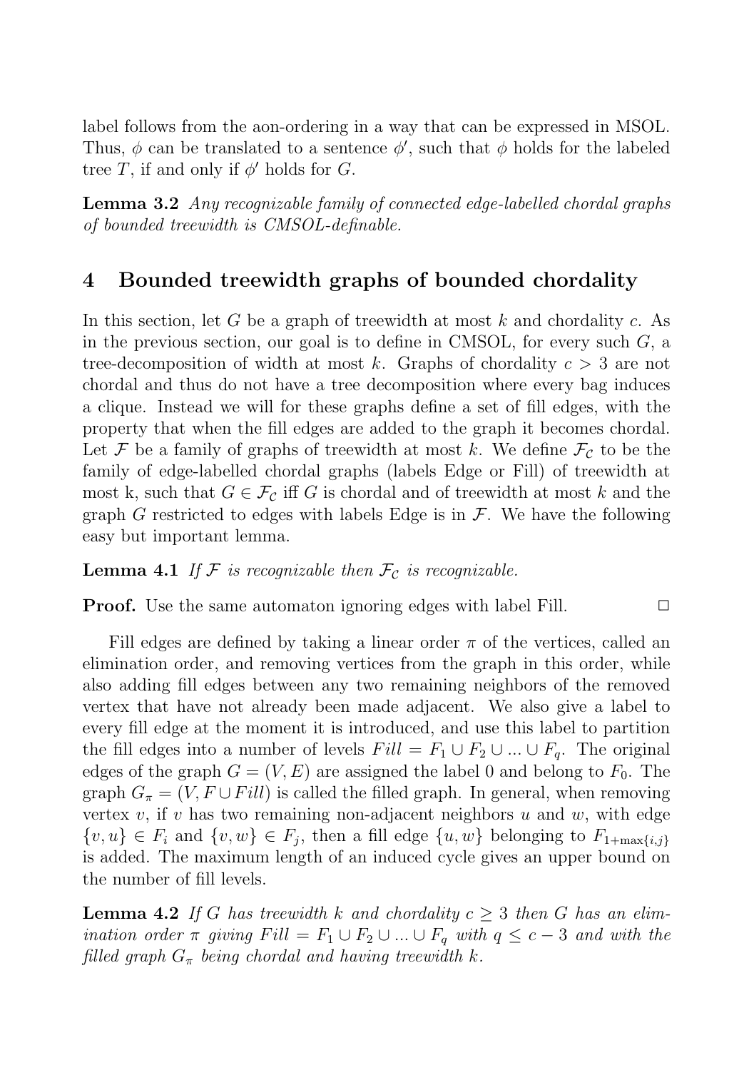label follows from the aon-ordering in a way that can be expressed in MSOL. Thus, $\phi$ can be translated to a sentence $\phi'$, such that $\phi$ holds for the labeled tree $T$, if and only if $\phi'$ holds for $G$.

**Lemma 3.2** *Any recognizable family of connected edge-labelled chordal graphs of bounded treewidth is CMSOL-definable.*

## 4 Bounded treewidth graphs of bounded chordality

In this section, let $G$ be a graph of treewidth at most $k$ and chordality $c$. As in the previous section, our goal is to define in CMSOL, for every such $G$, a tree-decomposition of width at most $k$. Graphs of chordality $c > 3$ are not chordal and thus do not have a tree decomposition where every bag induces a clique. Instead we will for these graphs define a set of fill edges, with the property that when the fill edges are added to the graph it becomes chordal. Let $\mathcal{F}$ be a family of graphs of treewidth at most $k$. We define $\mathcal{F}_\mathcal{C}$ to be the family of edge-labelled chordal graphs (labels Edge or Fill) of treewidth at most k, such that $G \in \mathcal{F}_\mathcal{C}$ iff $G$ is chordal and of treewidth at most $k$ and the graph $G$ restricted to edges with labels Edge is in $\mathcal{F}$. We have the following easy but important lemma.

**Lemma 4.1** *If $\mathcal{F}$ is recognizable then $\mathcal{F}_\mathcal{C}$ is recognizable.*

**Proof.** Use the same automaton ignoring edges with label Fill. □

Fill edges are defined by taking a linear order $\pi$ of the vertices, called an elimination order, and removing vertices from the graph in this order, while also adding fill edges between any two remaining neighbors of the removed vertex that have not already been made adjacent. We also give a label to every fill edge at the moment it is introduced, and use this label to partition the fill edges into a number of levels $Fill = F_1 \cup F_2 \cup ... \cup F_q$. The original edges of the graph $G = (V, E)$ are assigned the label 0 and belong to $F_0$. The graph $G_\pi = (V, F \cup Fill)$ is called the filled graph. In general, when removing vertex $v$, if $v$ has two remaining non-adjacent neighbors $u$ and $w$, with edge $\{v, u\} \in F_i$ and $\{v, w\} \in F_j$, then a fill edge $\{u, w\}$ belonging to $F_{1+\max\{i,j\}}$ is added. The maximum length of an induced cycle gives an upper bound on the number of fill levels.

**Lemma 4.2** *If $G$ has treewidth $k$ and chordality $c \geq 3$ then $G$ has an elimination order $\pi$ giving $Fill = F_1 \cup F_2 \cup ... \cup F_q$ with $q \leq c - 3$ and with the filled graph $G_\pi$ being chordal and having treewidth $k$.*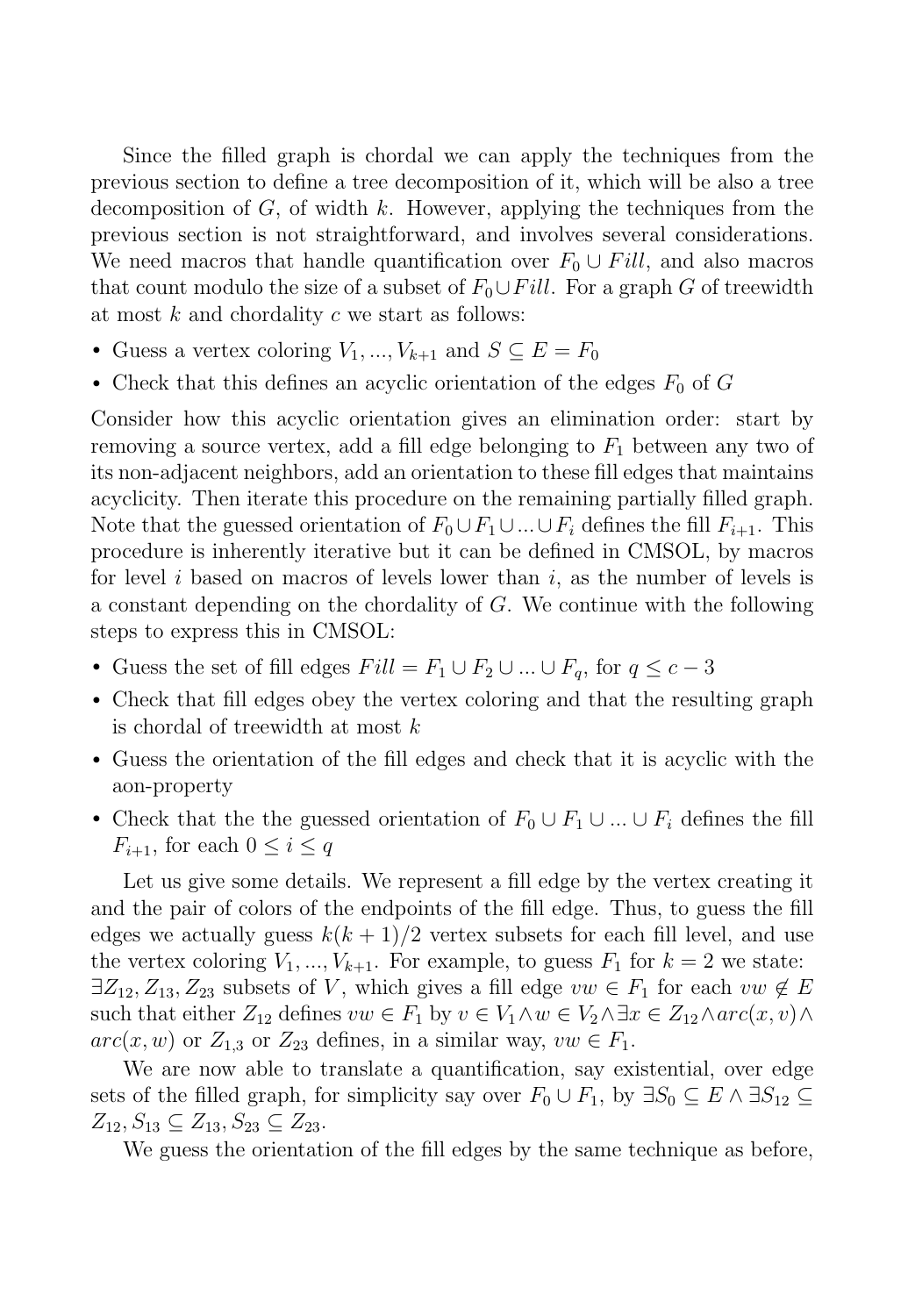Since the filled graph is chordal we can apply the techniques from the previous section to define a tree decomposition of it, which will be also a tree decomposition of $G$, of width $k$. However, applying the techniques from the previous section is not straightforward, and involves several considerations. We need macros that handle quantification over $F_0 \cup Fill$, and also macros that count modulo the size of a subset of $F_0 \cup Fill$. For a graph $G$ of treewidth at most $k$ and chordality $c$ we start as follows:

- Guess a vertex coloring $V_1, ..., V_{k+1}$ and $S \subseteq E = F_0$
- Check that this defines an acyclic orientation of the edges $F_0$ of $G$

Consider how this acyclic orientation gives an elimination order: start by removing a source vertex, add a fill edge belonging to $F_1$ between any two of its non-adjacent neighbors, add an orientation to these fill edges that maintains acyclicity. Then iterate this procedure on the remaining partially filled graph. Note that the guessed orientation of $F_0 \cup F_1 \cup ... \cup F_i$ defines the fill $F_{i+1}$. This procedure is inherently iterative but it can be defined in CMSOL, by macros for level $i$ based on macros of levels lower than $i$, as the number of levels is a constant depending on the chordality of $G$. We continue with the following steps to express this in CMSOL:

- Guess the set of fill edges $Fill = F_1 \cup F_2 \cup ... \cup F_q$, for $q \leq c - 3$
- Check that fill edges obey the vertex coloring and that the resulting graph is chordal of treewidth at most $k$
- Guess the orientation of the fill edges and check that it is acyclic with the aon-property
- Check that the the guessed orientation of $F_0 \cup F_1 \cup ... \cup F_i$ defines the fill $F_{i+1}$, for each $0 \leq i \leq q$

Let us give some details. We represent a fill edge by the vertex creating it and the pair of colors of the endpoints of the fill edge. Thus, to guess the fill edges we actually guess $k(k+1)/2$ vertex subsets for each fill level, and use the vertex coloring $V_1, ..., V_{k+1}$. For example, to guess $F_1$ for $k = 2$ we state: $\exists Z_{12}, Z_{13}, Z_{23}$ subsets of $V$, which gives a fill edge $vw \in F_1$ for each $vw \notin E$ such that either $Z_{12}$ defines $vw \in F_1$ by $v \in V_1 \wedge w \in V_2 \wedge \exists x \in Z_{12} \wedge arc(x, v) \wedge arc(x, w)$ or $Z_{1,3}$ or $Z_{23}$ defines, in a similar way, $vw \in F_1$.

We are now able to translate a quantification, say existential, over edge sets of the filled graph, for simplicity say over $F_0 \cup F_1$, by $\exists S_0 \subseteq E \wedge \exists S_{12} \subseteq Z_{12}, S_{13} \subseteq Z_{13}, S_{23} \subseteq Z_{23}$.

We guess the orientation of the fill edges by the same technique as before,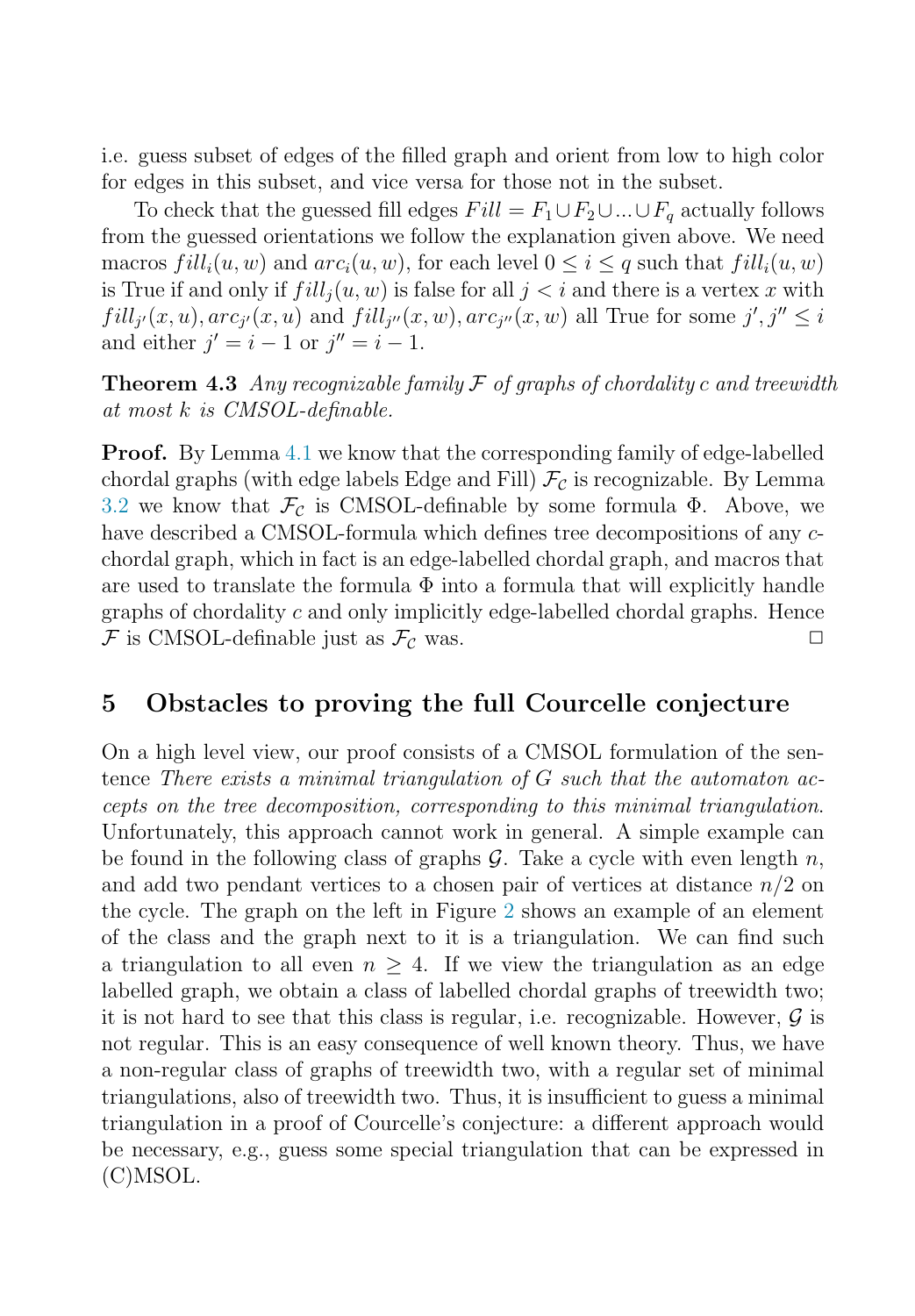i.e. guess subset of edges of the filled graph and orient from low to high color for edges in this subset, and vice versa for those not in the subset.

To check that the guessed fill edges $Fill = F_1 \cup F_2 \cup ... \cup F_q$ actually follows from the guessed orientations we follow the explanation given above. We need macros $fill_i(u, w)$ and $arc_i(u, w)$, for each level $0 \leq i \leq q$ such that $fill_i(u, w)$ is True if and only if $fill_j(u, w)$ is false for all $j < i$ and there is a vertex $x$ with $fill_{j'}(x, u), arc_{j'}(x, u)$ and $fill_{j''}(x, w), arc_{j''}(x, w)$ all True for some $j', j'' \leq i$ and either $j' = i - 1$ or $j'' = i - 1$.

**Theorem 4.3** *Any recognizable family $\mathcal{F}$ of graphs of chordality $c$ and treewidth at most $k$ is CMSOL-definable.*

**Proof.** By Lemma 4.1 we know that the corresponding family of edge-labelled chordal graphs (with edge labels Edge and Fill) $\mathcal{F}_\mathcal{C}$ is recognizable. By Lemma 3.2 we know that $\mathcal{F}_\mathcal{C}$ is CMSOL-definable by some formula $\Phi$. Above, we have described a CMSOL-formula which defines tree decompositions of any $c$-chordal graph, which in fact is an edge-labelled chordal graph, and macros that are used to translate the formula $\Phi$ into a formula that will explicitly handle graphs of chordality $c$ and only implicitly edge-labelled chordal graphs. Hence $\mathcal{F}$ is CMSOL-definable just as $\mathcal{F}_\mathcal{C}$ was. □

## 5 Obstacles to proving the full Courcelle conjecture

On a high level view, our proof consists of a CMSOL formulation of the sentence *There exists a minimal triangulation of G such that the automaton accepts on the tree decomposition, corresponding to this minimal triangulation*. Unfortunately, this approach cannot work in general. A simple example can be found in the following class of graphs $\mathcal{G}$. Take a cycle with even length $n$, and add two pendant vertices to a chosen pair of vertices at distance $n/2$ on the cycle. The graph on the left in Figure 2 shows an example of an element of the class and the graph next to it is a triangulation. We can find such a triangulation to all even $n \geq 4$. If we view the triangulation as an edge labelled graph, we obtain a class of labelled chordal graphs of treewidth two; it is not hard to see that this class is regular, i.e. recognizable. However, $\mathcal{G}$ is not regular. This is an easy consequence of well known theory. Thus, we have a non-regular class of graphs of treewidth two, with a regular set of minimal triangulations, also of treewidth two. Thus, it is insufficient to guess a minimal triangulation in a proof of Courcelle's conjecture: a different approach would be necessary, e.g., guess some special triangulation that can be expressed in (C)MSOL.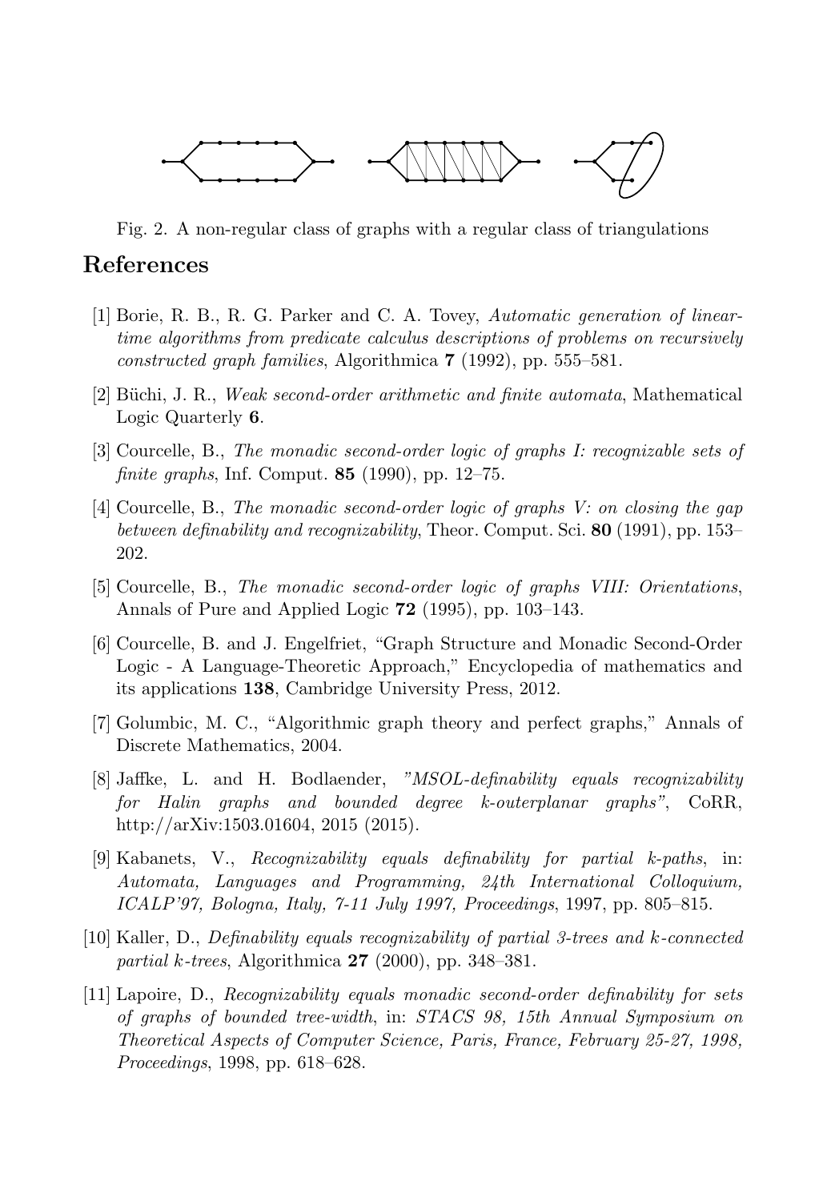Fig. 2. A non-regular class of graphs with a regular class of triangulations

## References

[1] Borie, R. B., R. G. Parker and C. A. Tovey, *Automatic generation of linear-time algorithms from predicate calculus descriptions of problems on recursively constructed graph families*, Algorithmica **7** (1992), pp. 555–581.

[2] Büchi, J. R., *Weak second-order arithmetic and finite automata*, Mathematical Logic Quarterly **6**.

[3] Courcelle, B., *The monadic second-order logic of graphs I: recognizable sets of finite graphs*, Inf. Comput. **85** (1990), pp. 12–75.

[4] Courcelle, B., *The monadic second-order logic of graphs V: on closing the gap between definability and recognizability*, Theor. Comput. Sci. **80** (1991), pp. 153–202.

[5] Courcelle, B., *The monadic second-order logic of graphs VIII: Orientations*, Annals of Pure and Applied Logic **72** (1995), pp. 103–143.

[6] Courcelle, B. and J. Engelfriet, "Graph Structure and Monadic Second-Order Logic - A Language-Theoretic Approach," Encyclopedia of mathematics and its applications **138**, Cambridge University Press, 2012.

[7] Golumbic, M. C., "Algorithmic graph theory and perfect graphs," Annals of Discrete Mathematics, 2004.

[8] Jaffke, L. and H. Bodlaender, *"MSOL-definability equals recognizability for Halin graphs and bounded degree k-outerplanar graphs"*, CoRR, http://arXiv:1503.01604, 2015 (2015).

[9] Kabanets, V., *Recognizability equals definability for partial k-paths*, in: *Automata, Languages and Programming, 24th International Colloquium, ICALP'97, Bologna, Italy, 7-11 July 1997, Proceedings*, 1997, pp. 805–815.

[10] Kaller, D., *Definability equals recognizability of partial 3-trees and k-connected partial k-trees*, Algorithmica **27** (2000), pp. 348–381.

[11] Lapoire, D., *Recognizability equals monadic second-order definability for sets of graphs of bounded tree-width*, in: *STACS 98, 15th Annual Symposium on Theoretical Aspects of Computer Science, Paris, France, February 25-27, 1998, Proceedings*, 1998, pp. 618–628.